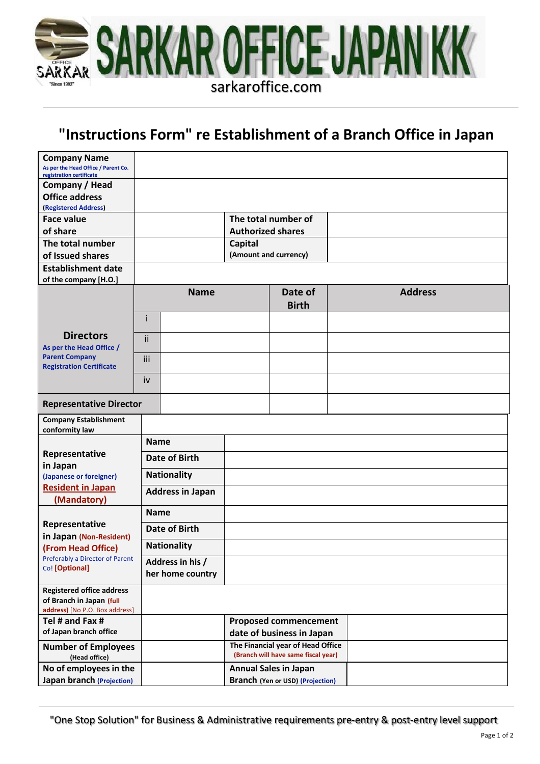# SARKAR OFFICE JAPAN KK

sarkaroffice.com

## "Instructions Form" re Establishment of a Branch Office in Japan

| | | | |
|---|---|---|---|
| **Company Name** As per the Head Office / Parent Co. registration certificate | | | |
| **Company / Head Office address** (Registered Address) | | | |
| **Face value of share** | | **The total number of Authorized shares** | |
| **The total number of Issued shares** | | **Capital** (Amount and currency) | |
| **Establishment date of the company [H.O.]** | | | |

| **Directors** As per the Head Office / Parent Company Registration Certificate | | **Name** | **Date of Birth** | **Address** |
|---|---|---|---|---|
| | i | | | |
| | ii | | | |
| | iii | | | |
| | iv | | | |
| **Representative Director** | | | | |

| | | |
|---|---|---|
| **Company Establishment conformity law** | | |
| **Representative in Japan** (Japanese or foreigner) Resident in Japan (Mandatory) | **Name** | |
| | **Date of Birth** | |
| | **Nationality** | |
| | **Address in Japan** | |
| **Representative in Japan** (Non-Resident) (From Head Office) Preferably a Director of Parent Co! [Optional] | **Name** | |
| | **Date of Birth** | |
| | **Nationality** | |
| | **Address in his / her home country** | |
| **Registered office address of Branch in Japan** (full address) [No P.O. Box address] | | |

| | | | |
|---|---|---|---|
| **Tel # and Fax #** of Japan branch office | | **Proposed commencement date of business in Japan** | |
| **Number of Employees** (Head office) | | **The Financial year of Head Office** (Branch will have same fiscal year) | |
| **No of employees in the Japan branch** (Projection) | | **Annual Sales in Japan Branch** (Yen or USD) (Projection) | |

"One Stop Solution" for Business & Administrative requirements pre-entry & post-entry level support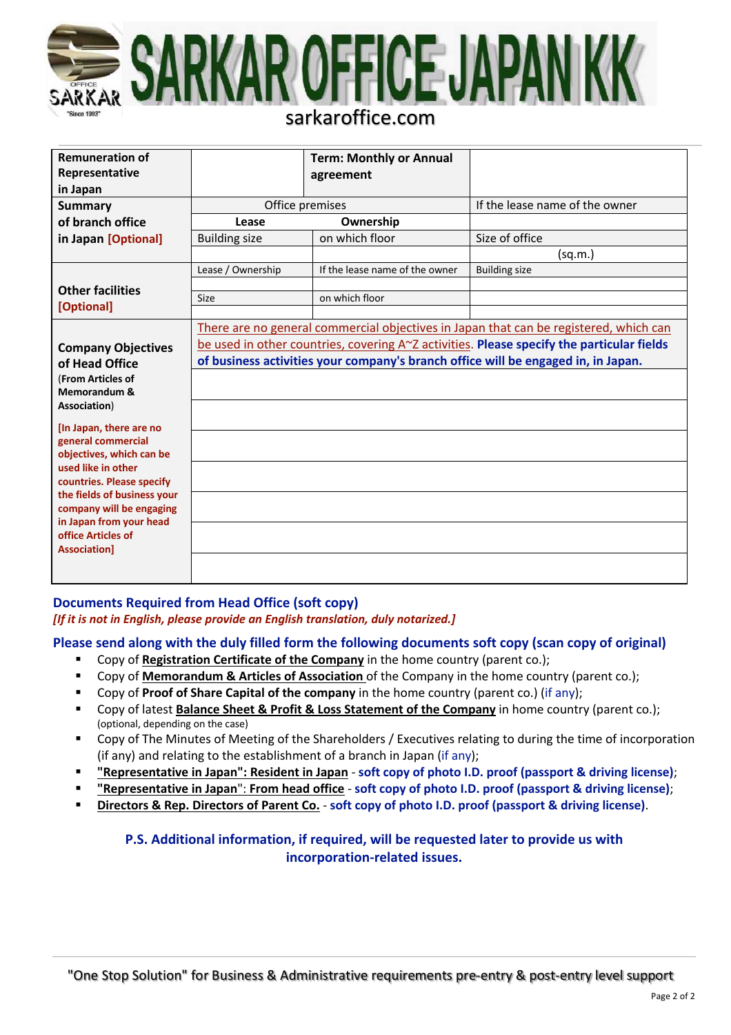# SARKAR OFFICE JAPAN KK

sarkaroffice.com

| | | | |
|---|---|---|---|
| **Remuneration of Representative in Japan** | | **Term: Monthly or Annual agreement** | |
| **Summary of branch office in Japan [Optional]** | Office premises | | If the lease name of the owner |
| | **Lease** | **Ownership** | |
| | Building size | on which floor | Size of office |
| | | | (sq.m.) |
| **Other facilities [Optional]** | Lease / Ownership | If the lease name of the owner | Building size |
| | | | |
| | Size | on which floor | |
| | | | |
| **Company Objectives of Head Office** (From Articles of Memorandum & Association) **[In Japan, there are no general commercial objectives, which can be used like in other countries. Please specify the fields of business your company will be engaging in Japan from your head office Articles of Association]** | There are no general commercial objectives in Japan that can be registered, which can be used in other countries, covering A~Z activities. **Please specify the particular fields of business activities your company's branch office will be engaged in, in Japan.** | | |
| | | | |
| | | | |
| | | | |
| | | | |
| | | | |
| | | | |
| | | | |

### Documents Required from Head Office (soft copy)

***[If it is not in English, please provide an English translation, duly notarized.]***

**Please send along with the duly filled form the following documents soft copy (scan copy of original)**

- Copy of **Registration Certificate of the Company** in the home country (parent co.);
- Copy of **Memorandum & Articles of Association** of the Company in the home country (parent co.);
- Copy of **Proof of Share Capital of the company** in the home country (parent co.) (if any);
- Copy of latest **Balance Sheet & Profit & Loss Statement of the Company** in home country (parent co.); (optional, depending on the case)
- Copy of The Minutes of Meeting of the Shareholders / Executives relating to during the time of incorporation (if any) and relating to the establishment of a branch in Japan (if any);
- **"Representative in Japan": Resident in Japan** - **soft copy of photo I.D. proof (passport & driving license)**;
- **"Representative in Japan": From head office** - **soft copy of photo I.D. proof (passport & driving license)**;
- **Directors & Rep. Directors of Parent Co.** - **soft copy of photo I.D. proof (passport & driving license)**.

**P.S. Additional information, if required, will be requested later to provide us with incorporation-related issues.**

"One Stop Solution" for Business & Administrative requirements pre-entry & post-entry level support